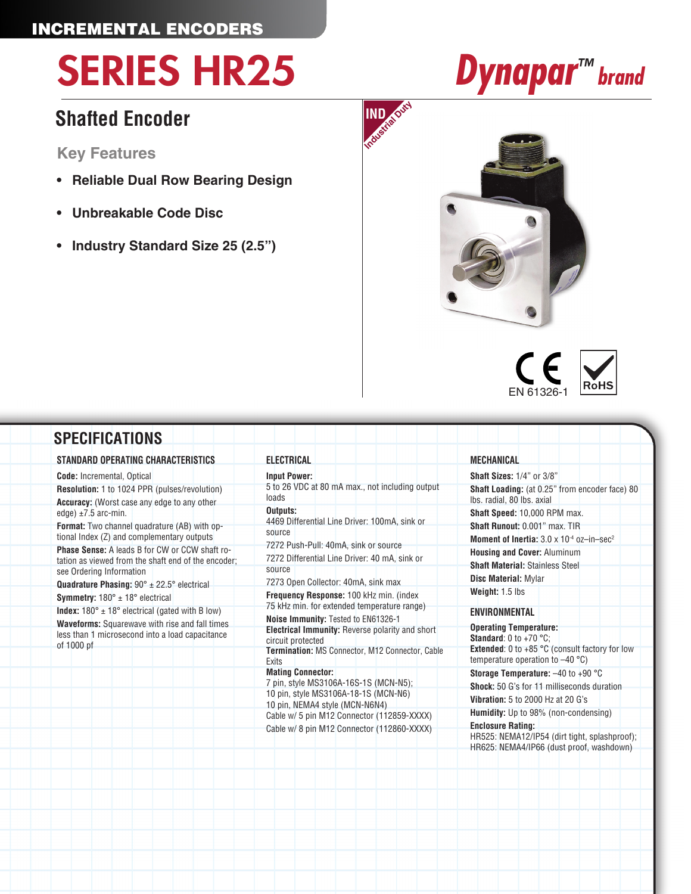INCREMENTAL ENCODERS

# SERIES HR25

Dynapar™ brand

## Shafted Encoder

### Key Features

- **Reliable Dual Row Bearing Design**
- **Unbreakable Code Disc**
- **Industry Standard Size 25 (2.5")**

IND Industrial Duty

EN 61326-1

RoHS

## SPECIFICATIONS

### STANDARD OPERATING CHARACTERISTICS

**Code:** Incremental, Optical

**Resolution:** 1 to 1024 PPR (pulses/revolution)

**Accuracy:** (Worst case any edge to any other edge) ±7.5 arc-min.

**Format:** Two channel quadrature (AB) with optional Index (Z) and complementary outputs

**Phase Sense:** A leads B for CW or CCW shaft rotation as viewed from the shaft end of the encoder; see Ordering Information

**Quadrature Phasing:** 90° ± 22.5° electrical

**Symmetry:** 180° ± 18° electrical

**Index:** 180° ± 18° electrical (gated with B low)

**Waveforms:** Squarewave with rise and fall times less than 1 microsecond into a load capacitance of 1000 pf

### ELECTRICAL

**Input Power:**
5 to 26 VDC at 80 mA max., not including output loads

**Outputs:**
4469 Differential Line Driver: 100mA, sink or source
7272 Push-Pull: 40mA, sink or source
7272 Differential Line Driver: 40 mA, sink or source
7273 Open Collector: 40mA, sink max

**Frequency Response:** 100 kHz min. (index 75 kHz min. for extended temperature range)

**Noise Immunity:** Tested to EN61326-1

**Electrical Immunity:** Reverse polarity and short circuit protected

**Termination:** MS Connector, M12 Connector, Cable Exits

**Mating Connector:**
7 pin, style MS3106A-16S-1S (MCN-N5);
10 pin, style MS3106A-18-1S (MCN-N6)
10 pin, NEMA4 style (MCN-N6N4)
Cable w/ 5 pin M12 Connector (112859-XXXX)
Cable w/ 8 pin M12 Connector (112860-XXXX)

### MECHANICAL

**Shaft Sizes:** 1/4" or 3/8"

**Shaft Loading:** (at 0.25" from encoder face) 80 lbs. radial, 80 lbs. axial

**Shaft Speed:** 10,000 RPM max.

**Shaft Runout:** 0.001" max. TIR

**Moment of Inertia:** 3.0 x $10^{-4}$ oz–in–sec$^2$

**Housing and Cover:** Aluminum

**Shaft Material:** Stainless Steel

**Disc Material:** Mylar

**Weight:** 1.5 lbs

### ENVIRONMENTAL

**Operating Temperature:**
**Standard**: 0 to +70 °C;
**Extended**: 0 to +85 °C (consult factory for low temperature operation to –40 °C)

**Storage Temperature:** –40 to +90 °C

**Shock:** 50 G's for 11 milliseconds duration

**Vibration:** 5 to 2000 Hz at 20 G's

**Humidity:** Up to 98% (non-condensing)

**Enclosure Rating:**
HR525: NEMA12/IP54 (dirt tight, splashproof);
HR625: NEMA4/IP66 (dust proof, washdown)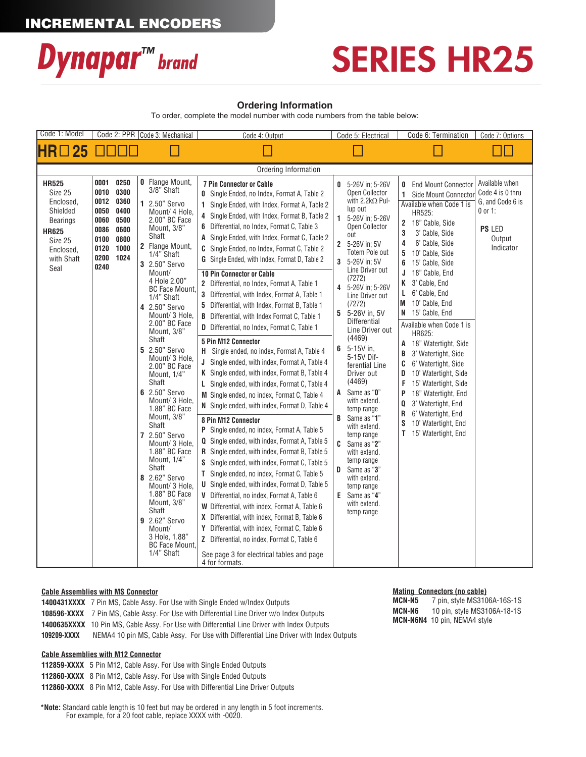# INCREMENTAL ENCODERS

# Dynapar™ brand

# SERIES HR25

## Ordering Information

To order, complete the model number with code numbers from the table below:

| Code 1: Model | Code 2: PPR | Code 3: Mechanical | Code 4: Output | Code 5: Electrical | Code 6: Termination | Code 7: Options |
|---|---|---|---|---|---|---|
| HR☐25 | ☐☐☐☐ | ☐ | ☐ | ☐ | ☐ | ☐☐ |

**Ordering Information**

**Code 1: Model**

- **HR525** Size 25 Enclosed, Shielded Bearings
- **HR625** Size 25 Enclosed, with Shaft Seal

**Code 2: PPR**

0001, 0010, 0012, 0050, 0060, 0086, 0100, 0120, 0200, 0240, 0250, 0300, 0360, 0400, 0500, 0600, 0800, 1000, 1024

**Code 3: Mechanical**

- **0** Flange Mount, 3/8" Shaft
- **1** 2.50" Servo Mount/ 4 Hole, 2.00" BC Face Mount, 3/8" Shaft
- **2** Flange Mount, 1/4" Shaft
- **3** 2.50" Servo Mount/ 4 Hole 2.00" BC Face Mount, 1/4" Shaft
- **4** 2.50" Servo Mount/ 3 Hole, 2.00" BC Face Mount, 3/8" Shaft
- **5** 2.50" Servo Mount/ 3 Hole, 2.00" BC Face Mount, 1/4" Shaft
- **6** 2.50" Servo Mount/ 3 Hole, 1.88" BC Face Mount, 3/8" Shaft
- **7** 2.50" Servo Mount/ 3 Hole, 1.88" BC Face Mount, 1/4" Shaft
- **8** 2.62" Servo Mount/ 3 Hole, 1.88" BC Face Mount, 3/8" Shaft
- **9** 2.62" Servo Mount/ 3 Hole, 1.88" BC Face Mount, 1/4" Shaft

**Code 4: Output**

**7 Pin Connector or Cable**

- **0** Single Ended, no Index, Format A, Table 2
- **1** Single Ended, with Index, Format A, Table 2
- **4** Single Ended, with Index, Format B, Table 2
- **6** Differential, no Index, Format C, Table 3
- **A** Single Ended, with Index, Format C, Table 2
- **C** Single Ended, no Index, Format C, Table 2
- **G** Single Ended, with Index, Format D, Table 2

**10 Pin Connector or Cable**

- **2** Differential, no Index, Format A, Table 1
- **3** Differential, with Index, Format A, Table 1
- **5** Differential, with Index, Format B, Table 1
- **B** Differential, with Index Format C, Table 1
- **D** Differential, no Index, Format C, Table 1

**5 Pin M12 Connector**

- **H** Single ended, no index, Format A, Table 4
- **J** Single ended, with index, Format A, Table 4
- **K** Single ended, with index, Format B, Table 4
- **L** Single ended, with index, Format C, Table 4
- **M** Single ended, no index, Format C, Table 4
- **N** Single ended, with index, Format D, Table 4

**8 Pin M12 Connector**

- **P** Single ended, no index, Format A, Table 5
- **Q** Single ended, with index, Format A, Table 5
- **R** Single ended, with index, Format B, Table 5
- **S** Single ended, with index, Format C, Table 5
- **T** Single ended, no index, Format C, Table 5
- **U** Single ended, with index, Format D, Table 5
- **V** Differential, no index, Format A, Table 6
- **W** Differential, with index, Format A, Table 6
- **X** Differential, with index, Format B, Table 6
- **Y** Differential, with index, Format C, Table 6
- **Z** Differential, no index, Format C, Table 6

See page 3 for electrical tables and page 4 for formats.

**Code 5: Electrical**

- **0** 5-26V in; 5-26V Open Collector with 2.2kΩ Pullup out
- **1** 5-26V in; 5-26V Open Collector out
- **2** 5-26V in; 5V Totem Pole out
- **3** 5-26V in; 5V Line Driver out (7272)
- **4** 5-26V in; 5-26V Line Driver out (7272)
- **5** 5-26V in, 5V Differential Line Driver out (4469)
- **6** 5-15V in, 5-15V Differential Line Driver out (4469)
- **A** Same as "0" with extend. temp range
- **B** Same as "1" with extend. temp range
- **C** Same as "2" with extend. temp range
- **D** Same as "3" with extend. temp range
- **E** Same as "4" with extend. temp range

**Code 6: Termination**

- **0** End Mount Connector
- **1** Side Mount Connector

Available when Code 1 is HR525:

- **2** 18" Cable, Side
- **3** 3' Cable, Side
- **4** 6' Cable, Side
- **5** 10' Cable, Side
- **6** 15' Cable, Side
- **J** 18" Cable, End
- **K** 3' Cable, End
- **L** 6' Cable, End
- **M** 10' Cable, End
- **N** 15' Cable, End

Available when Code 1 is HR625:

- **A** 18" Watertight, Side
- **B** 3' Watertight, Side
- **C** 6' Watertight, Side
- **D** 10' Watertight, Side
- **F** 15' Watertight, Side
- **P** 18" Watertight, End
- **Q** 3' Watertight, End
- **R** 6' Watertight, End
- **S** 10' Watertight, End
- **T** 15' Watertight, End

**Code 7: Options**

Available when Code 4 is 0 thru G, and Code 6 is 0 or 1:

- **PS** LED Output Indicator

### Cable Assemblies with MS Connector

- **1400431XXXX** 7 Pin MS, Cable Assy. For Use with Single Ended w/Index Outputs
- **108596-XXXX** 7 Pin MS, Cable Assy. For Use with Differential Line Driver w/o Index Outputs
- **1400635XXXX** 10 Pin MS, Cable Assy. For Use with Differential Line Driver with Index Outputs
- **109209-XXXX** NEMA4 10 pin MS, Cable Assy. For Use with Differential Line Driver with Index Outputs

### Cable Assemblies with M12 Connector

- **112859-XXXX** 5 Pin M12, Cable Assy. For Use with Single Ended Outputs
- **112860-XXXX** 8 Pin M12, Cable Assy. For Use with Single Ended Outputs
- **112860-XXXX** 8 Pin M12, Cable Assy. For Use with Differential Line Driver Outputs

### Mating Connectors (no cable)

- **MCN-N5** 7 pin, style MS3106A-16S-1S
- **MCN-N6** 10 pin, style MS3106A-18-1S
- **MCN-N6N4** 10 pin, NEMA4 style

***Note:** Standard cable length is 10 feet but may be ordered in any length in 5 foot increments. For example, for a 20 foot cable, replace XXXX with -0020.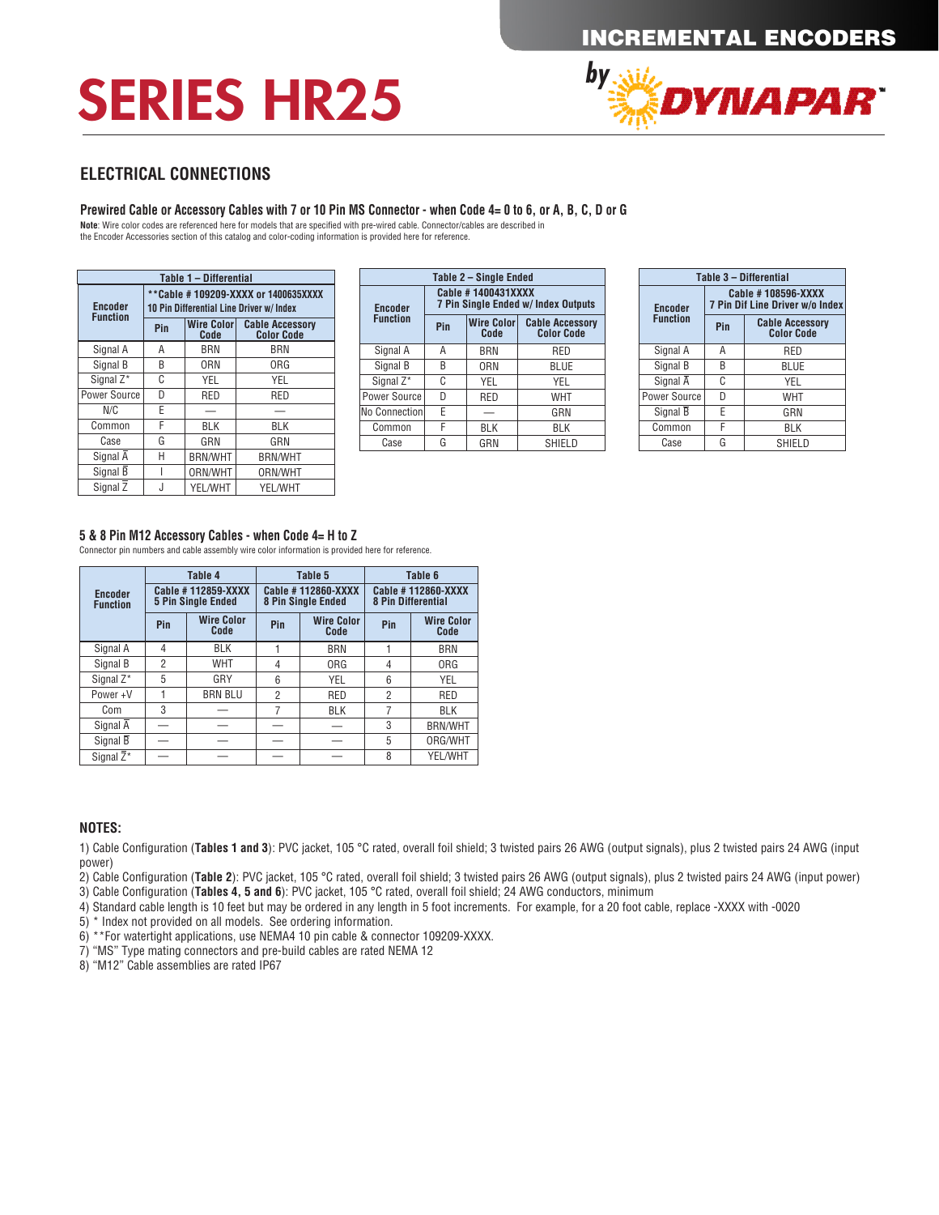# SERIES HR25

INCREMENTAL ENCODERS by DYNAPAR

## ELECTRICAL CONNECTIONS

### Prewired Cable or Accessory Cables with 7 or 10 Pin MS Connector - when Code 4= 0 to 6, or A, B, C, D or G

**Note**: Wire color codes are referenced here for models that are specified with pre-wired cable. Connector/cables are described in the Encoder Accessories section of this catalog and color-coding information is provided here for reference.

**Table 1 – Differential**

| Encoder Function | **Cable # 109209-XXXX or 1400635XXXX 10 Pin Differential Line Driver w/ Index | | |
|---|---|---|---|
| | Pin | Wire Color Code | Cable Accessory Color Code |
| Signal A | A | BRN | BRN |
| Signal B | B | ORN | ORG |
| Signal Z* | C | YEL | YEL |
| Power Source | D | RED | RED |
| N/C | E | — | — |
| Common | F | BLK | BLK |
| Case | G | GRN | GRN |
| Signal $\overline{A}$ | H | BRN/WHT | BRN/WHT |
| Signal $\overline{B}$ | I | ORN/WHT | ORN/WHT |
| Signal $\overline{Z}$ | J | YEL/WHT | YEL/WHT |

**Table 2 – Single Ended**

| Encoder Function | Cable # 1400431XXXX 7 Pin Single Ended w/ Index Outputs | | |
|---|---|---|---|
| | Pin | Wire Color Code | Cable Accessory Color Code |
| Signal A | A | BRN | RED |
| Signal B | B | ORN | BLUE |
| Signal Z* | C | YEL | YEL |
| Power Source | D | RED | WHT |
| No Connection | E | — | GRN |
| Common | F | BLK | BLK |
| Case | G | GRN | SHIELD |

**Table 3 – Differential**

| Encoder Function | Cable # 108596-XXXX 7 Pin Dif Line Driver w/o Index | |
|---|---|---|
| | Pin | Cable Accessory Color Code |
| Signal A | A | RED |
| Signal B | B | BLUE |
| Signal $\overline{A}$ | C | YEL |
| Power Source | D | WHT |
| Signal $\overline{B}$ | E | GRN |
| Common | F | BLK |
| Case | G | SHIELD |

### 5 & 8 Pin M12 Accessory Cables - when Code 4= H to Z

Connector pin numbers and cable assembly wire color information is provided here for reference.

| Encoder Function | Table 4 | | Table 5 | | Table 6 | |
|---|---|---|---|---|---|---|
| | Cable # 112859-XXXX 5 Pin Single Ended | | Cable # 112860-XXXX 8 Pin Single Ended | | Cable # 112860-XXXX 8 Pin Differential | |
| | Pin | Wire Color Code | Pin | Wire Color Code | Pin | Wire Color Code |
| Signal A | 4 | BLK | 1 | BRN | 1 | BRN |
| Signal B | 2 | WHT | 4 | ORG | 4 | ORG |
| Signal Z* | 5 | GRY | 6 | YEL | 6 | YEL |
| Power +V | 1 | BRN BLU | 2 | RED | 2 | RED |
| Com | 3 | — | 7 | BLK | 7 | BLK |
| Signal $\overline{A}$ | — | — | — | — | 3 | BRN/WHT |
| Signal $\overline{B}$ | — | — | — | — | 5 | ORG/WHT |
| Signal $\overline{Z}$* | — | — | — | — | 8 | YEL/WHT |

### NOTES:

1) Cable Configuration (**Tables 1 and 3**): PVC jacket, 105 °C rated, overall foil shield; 3 twisted pairs 26 AWG (output signals), plus 2 twisted pairs 24 AWG (input power)
2) Cable Configuration (**Table 2**): PVC jacket, 105 °C rated, overall foil shield; 3 twisted pairs 26 AWG (output signals), plus 2 twisted pairs 24 AWG (input power)
3) Cable Configuration (**Tables 4, 5 and 6**): PVC jacket, 105 °C rated, overall foil shield; 24 AWG conductors, minimum
4) Standard cable length is 10 feet but may be ordered in any length in 5 foot increments. For example, for a 20 foot cable, replace -XXXX with -0020
5) * Index not provided on all models. See ordering information.
6) **For watertight applications, use NEMA4 10 pin cable & connector 109209-XXXX.
7) "MS" Type mating connectors and pre-build cables are rated NEMA 12
8) "M12" Cable assemblies are rated IP67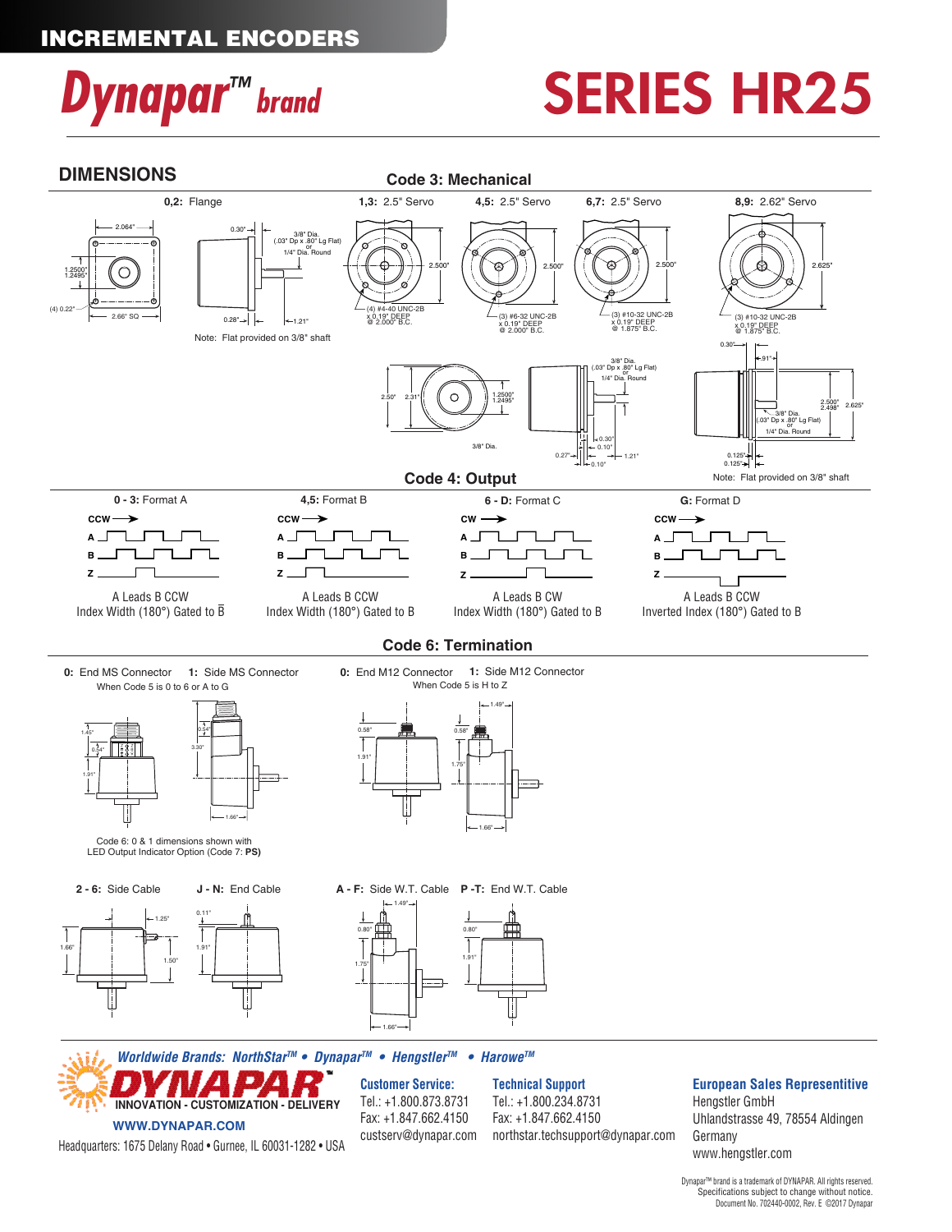# INCREMENTAL ENCODERS

# Dynapar™ brand — SERIES HR25

## DIMENSIONS

### Code 3: Mechanical

**0,2:** Flange

2.064"
0.30"
3/8" Dia. (.03" Dp x .80" Lg Flat) or 1/4" Dia. Round
1.2500" 1.2495"
(4) 0.22"
2.66" SQ
0.28"
1.21"

Note: Flat provided on 3/8" shaft

**1,3:** 2.5" Servo

2.500"
(4) #4-40 UNC-2B x 0.19" DEEP @ 2.000" B.C.

**4,5:** 2.5" Servo

2.500"
(3) #6-32 UNC-2B x 0.19" DEEP @ 2.000" B.C.

**6,7:** 2.5" Servo

2.500"
(3) #10-32 UNC-2B x 0.19" DEEP @ 1.875" B.C.

**8,9:** 2.62" Servo

2.625"
(3) #10-32 UNC-2B x 0.19" DEEP @ 1.875" B.C.

2.50" 2.31"
1.2500" 1.2495"
3/8" Dia.
3/8" Dia. (.03" Dp x .80" Lg Flat) or 1/4" Dia. Round
0.30"
0.10"
0.27"
1.21"
0.10"

0.30"
.91"
2.500" 2.498"
2.625"
3/8" Dia. (.03" Dp x .80" Lg Flat) or 1/4" Dia. Round
0.125"
0.125"

Note: Flat provided on 3/8" shaft

### Code 4: Output

**0 - 3:** Format A

CCW
A
B
Z

A Leads B CCW
Index Width (180°) Gated to $\bar{B}$

**4,5:** Format B

CCW
A
B
Z

A Leads B CCW
Index Width (180°) Gated to B

**6 - D:** Format C

CW
A
B
Z

A Leads B CW
Index Width (180°) Gated to B

**G:** Format D

CCW
A
B
Z

A Leads B CCW
Inverted Index (180°) Gated to B

### Code 6: Termination

**0:** End MS Connector **1:** Side MS Connector
When Code 5 is 0 to 6 or A to G

1.45"
0.54"
1.91"
0.54"
3.30"
1.66"

Code 6: 0 & 1 dimensions shown with LED Output Indicator Option (Code 7: **PS**)

**0:** End M12 Connector **1:** Side M12 Connector
When Code 5 is H to Z

1.49"
0.58"
1.91"
0.58"
1.75"
1.66"

**2 - 6:** Side Cable

1.25"
1.66"
1.50"

**J - N:** End Cable

0.11"
1.91"

**A - F:** Side W.T. Cable

1.49"
0.80"
1.75"
1.66"

**P -T:** End W.T. Cable

0.80"
1.91"

*Worldwide Brands: NorthStar™ • Dynapar™ • Hengstler™ • Harowe™*

**DYNAPAR™**
INNOVATION - CUSTOMIZATION - DELIVERY
WWW.DYNAPAR.COM
Headquarters: 1675 Delany Road • Gurnee, IL 60031-1282 • USA

**Customer Service:**
Tel.: +1.800.873.8731
Fax: +1.847.662.4150
custserv@dynapar.com

**Technical Support**
Tel.: +1.800.234.8731
Fax: +1.847.662.4150
northstar.techsupport@dynapar.com

**European Sales Representitive**
Hengstler GmbH
Uhlandstrasse 49, 78554 Aldingen
Germany
www.hengstler.com

Dynapar™ brand is a trademark of DYNAPAR. All rights reserved.
Specifications subject to change without notice.
Document No. 702440-0002, Rev. E ©2017 Dynapar